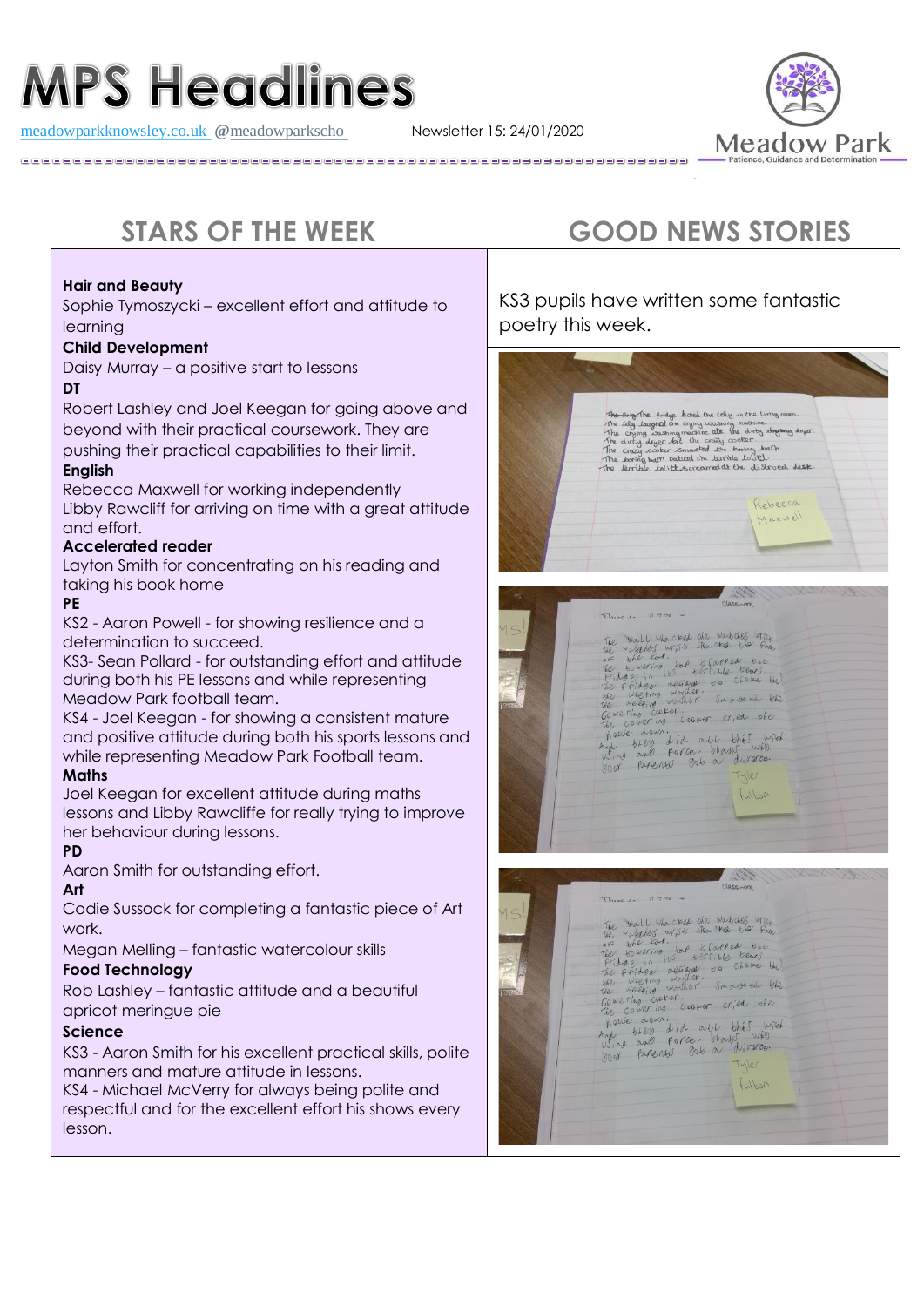# MPS Headlines

meadowparkknowsley.co.uk @meadowparkscho Newsletter 15: 24/01/2020

Meadow Park
Patience, Guidance and Determination

## STARS OF THE WEEK

**Hair and Beauty**
Sophie Tymoszyczki – excellent effort and attitude to learning

**Child Development**
Daisy Murray – a positive start to lessons

**DT**
Robert Lashley and Joel Keegan for going above and beyond with their practical coursework. They are pushing their practical capabilities to their limit.

**English**
Rebecca Maxwell for working independently
Libby Rawcliff for arriving on time with a great attitude and effort.

**Accelerated reader**
Layton Smith for concentrating on his reading and taking his book home

**PE**
KS2 - Aaron Powell - for showing resilience and a determination to succeed.
KS3- Sean Pollard - for outstanding effort and attitude during both his PE lessons and while representing Meadow Park football team.
KS4 - Joel Keegan - for showing a consistent mature and positive attitude during both his sports lessons and while representing Meadow Park Football team.

**Maths**
Joel Keegan for excellent attitude during maths lessons and Libby Rawcliffe for really trying to improve her behaviour during lessons.

**PD**
Aaron Smith for outstanding effort.

**Art**
Codie Sussock for completing a fantastic piece of Art work.
Megan Melling – fantastic watercolour skills

**Food Technology**
Rob Lashley – fantastic attitude and a beautiful apricot meringue pie

**Science**
KS3 - Aaron Smith for his excellent practical skills, polite manners and mature attitude in lessons.
KS4 - Michael McVerry for always being polite and respectful and for the excellent effort his shows every lesson.

## GOOD NEWS STORIES

KS3 pupils have written some fantastic poetry this week.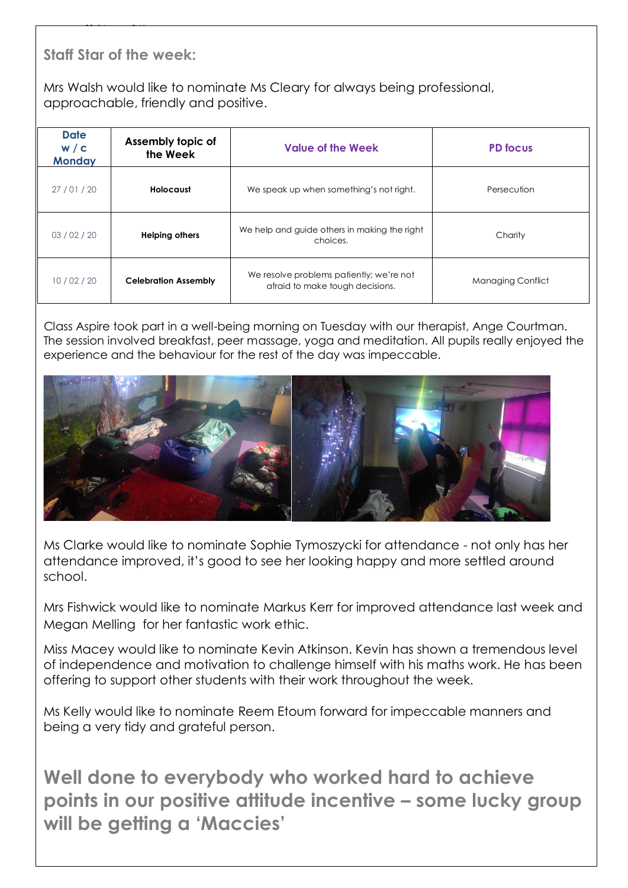### Staff Star of the week:

Mrs Walsh would like to nominate Ms Cleary for always being professional, approachable, friendly and positive.

| Date w / c Monday | Assembly topic of the Week | Value of the Week | PD focus |
|---|---|---|---|
| 27 / 01 / 20 | **Holocaust** | We speak up when something's not right. | Persecution |
| 03 / 02 / 20 | **Helping others** | We help and guide others in making the right choices. | Charity |
| 10 / 02 / 20 | **Celebration Assembly** | We resolve problems patiently; we're not afraid to make tough decisions. | Managing Conflict |

Class Aspire took part in a well-being morning on Tuesday with our therapist, Ange Courtman. The session involved breakfast, peer massage, yoga and meditation. All pupils really enjoyed the experience and the behaviour for the rest of the day was impeccable.

Ms Clarke would like to nominate Sophie Tymoszycki for attendance - not only has her attendance improved, it's good to see her looking happy and more settled around school.

Mrs Fishwick would like to nominate Markus Kerr for improved attendance last week and Megan Melling for her fantastic work ethic.

Miss Macey would like to nominate Kevin Atkinson. Kevin has shown a tremendous level of independence and motivation to challenge himself with his maths work. He has been offering to support other students with their work throughout the week.

Ms Kelly would like to nominate Reem Etoum forward for impeccable manners and being a very tidy and grateful person.

## Well done to everybody who worked hard to achieve points in our positive attitude incentive – some lucky group will be getting a 'Maccies'